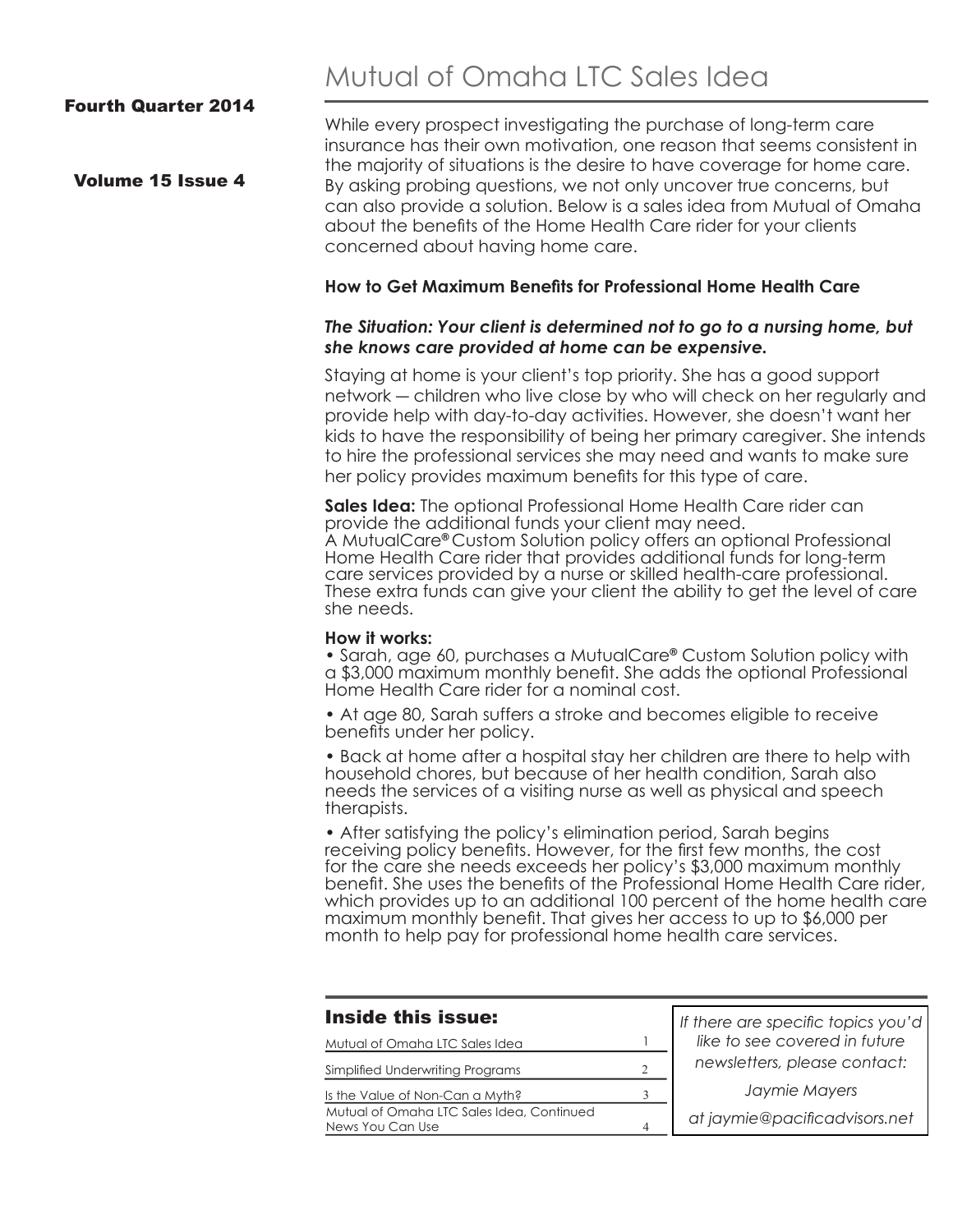# Mutual of Omaha LTC Sales Idea

**Fourth Quarter 2014**

**Volume 15 Issue 4**

While every prospect investigating the purchase of long-term care insurance has their own motivation, one reason that seems consistent in the majority of situations is the desire to have coverage for home care. By asking probing questions, we not only uncover true concerns, but can also provide a solution. Below is a sales idea from Mutual of Omaha about the benefits of the Home Health Care rider for your clients concerned about having home care.

### How to Get Maximum Benefits for Professional Home Health Care

***The Situation: Your client is determined not to go to a nursing home, but she knows care provided at home can be expensive.***

Staying at home is your client's top priority. She has a good support network — children who live close by who will check on her regularly and provide help with day-to-day activities. However, she doesn't want her kids to have the responsibility of being her primary caregiver. She intends to hire the professional services she may need and wants to make sure her policy provides maximum benefits for this type of care.

**Sales Idea:** The optional Professional Home Health Care rider can provide the additional funds your client may need.
A MutualCare® Custom Solution policy offers an optional Professional Home Health Care rider that provides additional funds for long-term care services provided by a nurse or skilled health-care professional. These extra funds can give your client the ability to get the level of care she needs.

**How it works:**

- Sarah, age 60, purchases a MutualCare® Custom Solution policy with a $3,000 maximum monthly benefit. She adds the optional Professional Home Health Care rider for a nominal cost.
- At age 80, Sarah suffers a stroke and becomes eligible to receive benefits under her policy.
- Back at home after a hospital stay her children are there to help with household chores, but because of her health condition, Sarah also needs the services of a visiting nurse as well as physical and speech therapists.
- After satisfying the policy's elimination period, Sarah begins receiving policy benefits. However, for the first few months, the cost for the care she needs exceeds her policy's $3,000 maximum monthly benefit. She uses the benefits of the Professional Home Health Care rider, which provides up to an additional 100 percent of the home health care maximum monthly benefit. That gives her access to up to $6,000 per month to help pay for professional home health care services.

## Inside this issue:

| | |
|---|---|
| Mutual of Omaha LTC Sales Idea | 1 |
| Simplified Underwriting Programs | 2 |
| Is the Value of Non-Can a Myth? | 3 |
| Mutual of Omaha LTC Sales Idea, Continued<br>News You Can Use | 4 |

*If there are specific topics you'd like to see covered in future newsletters, please contact:*

*Jaymie Mayers*

*at jaymie@pacificadvisors.net*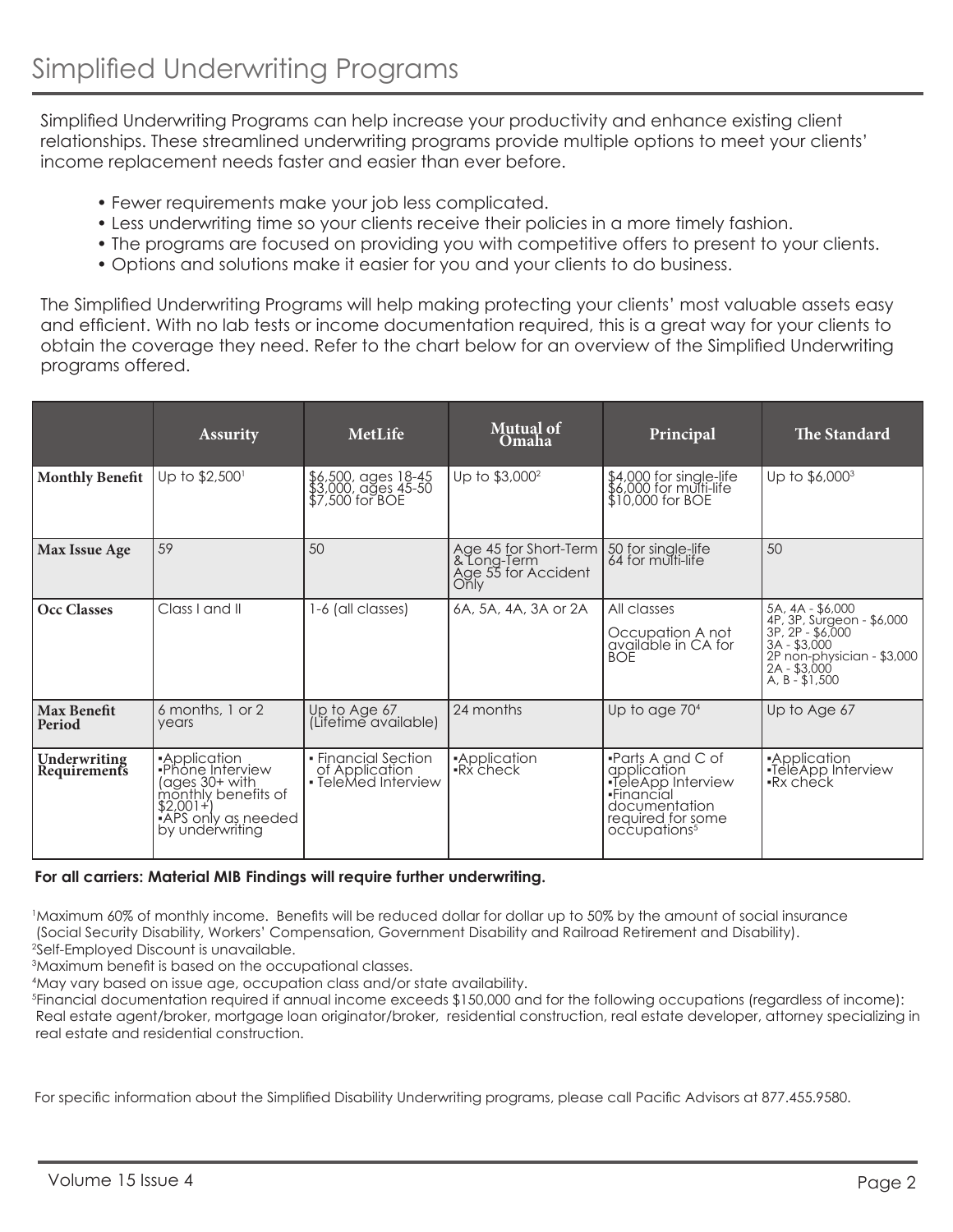# Simplified Underwriting Programs

Simplified Underwriting Programs can help increase your productivity and enhance existing client relationships. These streamlined underwriting programs provide multiple options to meet your clients' income replacement needs faster and easier than ever before.

- Fewer requirements make your job less complicated.
- Less underwriting time so your clients receive their policies in a more timely fashion.
- The programs are focused on providing you with competitive offers to present to your clients.
- Options and solutions make it easier for you and your clients to do business.

The Simplified Underwriting Programs will help making protecting your clients' most valuable assets easy and efficient. With no lab tests or income documentation required, this is a great way for your clients to obtain the coverage they need. Refer to the chart below for an overview of the Simplified Underwriting programs offered.

| | Assurity | MetLife | Mutual of Omaha | Principal | The Standard |
|---|---|---|---|---|---|
| **Monthly Benefit** | Up to $2,500[1] | $6,500, ages 18-45<br>$3,000, ages 45-50<br>$7,500 for BOE | Up to $3,000[2] | $4,000 for single-life<br>$6,000 for multi-life<br>$10,000 for BOE | Up to $6,000[3] |
| **Max Issue Age** | 59 | 50 | Age 45 for Short-Term & Long-Term<br>Age 55 for Accident Only | 50 for single-life<br>64 for multi-life | 50 |
| **Occ Classes** | Class I and II | 1-6 (all classes) | 6A, 5A, 4A, 3A or 2A | All classes<br>Occupation A not available in CA for BOE | 5A, 4A - $6,000<br>4P, 3P, Surgeon - $6,000<br>3P, 2P - $6,000<br>3A - $3,000<br>2P non-physician - $3,000<br>2A - $3,000<br>A, B - $1,500 |
| **Max Benefit Period** | 6 months, 1 or 2 years | Up to Age 67 (Lifetime available) | 24 months | Up to age 70[4] | Up to Age 67 |
| **Underwriting Requirements** | •Application<br>•Phone Interview (ages 30+ with monthly benefits of $2,001+)<br>•APS only as needed by underwriting | • Financial Section of Application<br>• TeleMed Interview | •Application<br>•Rx check | •Parts A and C of application<br>•TeleApp Interview<br>•Financial documentation required for some occupations[5] | •Application<br>•TeleApp Interview<br>•Rx check |

**For all carriers: Material MIB Findings will require further underwriting.**

[1]Maximum 60% of monthly income. Benefits will be reduced dollar for dollar up to 50% by the amount of social insurance (Social Security Disability, Workers' Compensation, Government Disability and Railroad Retirement and Disability).
[2]Self-Employed Discount is unavailable.
[3]Maximum benefit is based on the occupational classes.
[4]May vary based on issue age, occupation class and/or state availability.
[5]Financial documentation required if annual income exceeds $150,000 and for the following occupations (regardless of income): Real estate agent/broker, mortgage loan originator/broker, residential construction, real estate developer, attorney specializing in real estate and residential construction.

For specific information about the Simplified Disability Underwriting programs, please call Pacific Advisors at 877.455.9580.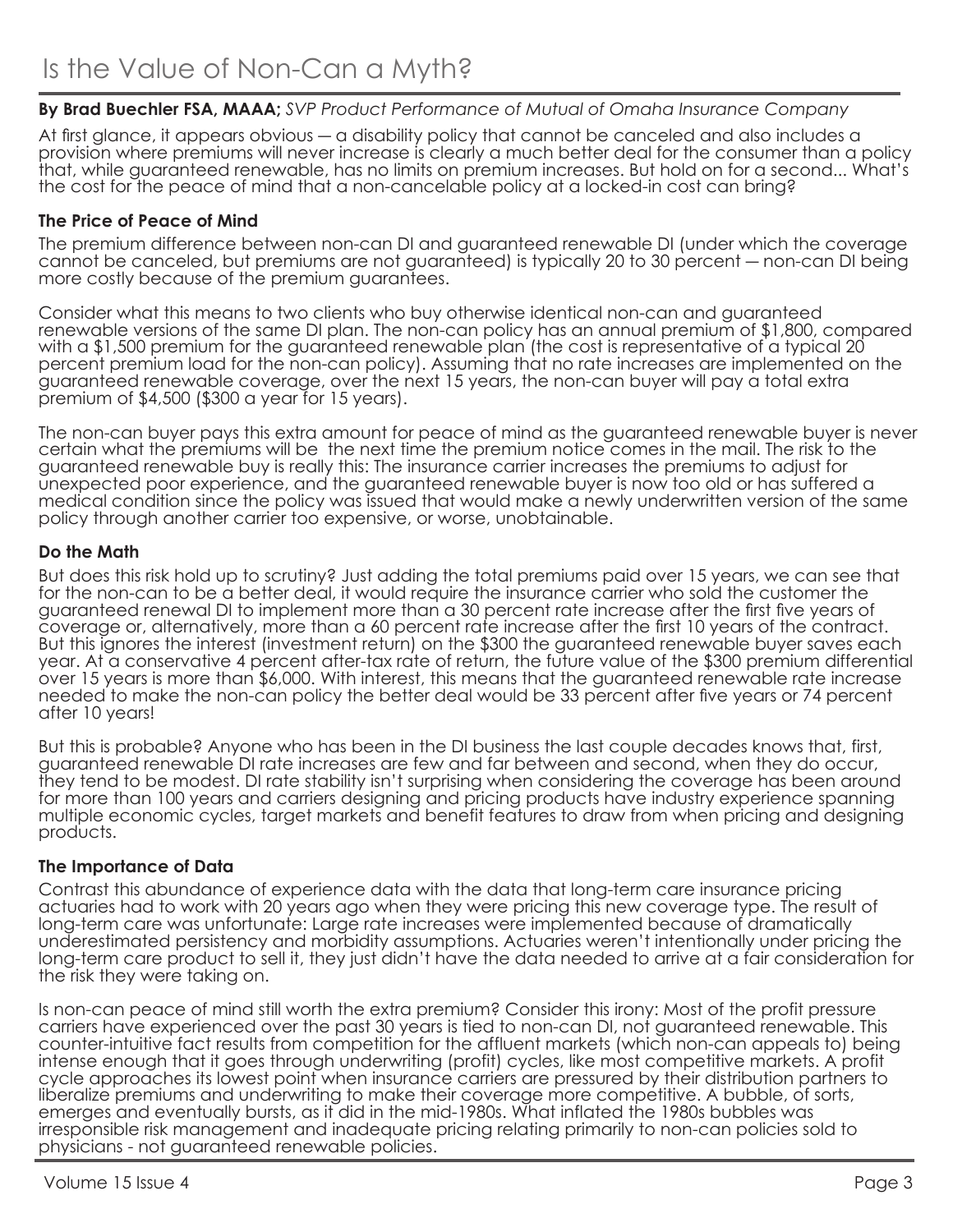# Is the Value of Non-Can a Myth?

**By Brad Buechler FSA, MAAA;** *SVP Product Performance of Mutual of Omaha Insurance Company*

At first glance, it appears obvious — a disability policy that cannot be canceled and also includes a provision where premiums will never increase is clearly a much better deal for the consumer than a policy that, while guaranteed renewable, has no limits on premium increases. But hold on for a second... What's the cost for the peace of mind that a non-cancelable policy at a locked-in cost can bring?

### The Price of Peace of Mind

The premium difference between non-can DI and guaranteed renewable DI (under which the coverage cannot be canceled, but premiums are not guaranteed) is typically 20 to 30 percent — non-can DI being more costly because of the premium guarantees.

Consider what this means to two clients who buy otherwise identical non-can and guaranteed renewable versions of the same DI plan. The non-can policy has an annual premium of $1,800, compared with a $1,500 premium for the guaranteed renewable plan (the cost is representative of a typical 20 percent premium load for the non-can policy). Assuming that no rate increases are implemented on the guaranteed renewable coverage, over the next 15 years, the non-can buyer will pay a total extra premium of $4,500 ($300 a year for 15 years).

The non-can buyer pays this extra amount for peace of mind as the guaranteed renewable buyer is never certain what the premiums will be  the next time the premium notice comes in the mail. The risk to the guaranteed renewable buy is really this: The insurance carrier increases the premiums to adjust for unexpected poor experience, and the guaranteed renewable buyer is now too old or has suffered a medical condition since the policy was issued that would make a newly underwritten version of the same policy through another carrier too expensive, or worse, unobtainable.

### Do the Math

But does this risk hold up to scrutiny? Just adding the total premiums paid over 15 years, we can see that for the non-can to be a better deal, it would require the insurance carrier who sold the customer the guaranteed renewal DI to implement more than a 30 percent rate increase after the first five years of coverage or, alternatively, more than a 60 percent rate increase after the first 10 years of the contract. But this ignores the interest (investment return) on the $300 the guaranteed renewable buyer saves each year. At a conservative 4 percent after-tax rate of return, the future value of the $300 premium differential over 15 years is more than $6,000. With interest, this means that the guaranteed renewable rate increase needed to make the non-can policy the better deal would be 33 percent after five years or 74 percent after 10 years!

But this is probable? Anyone who has been in the DI business the last couple decades knows that, first, guaranteed renewable DI rate increases are few and far between and second, when they do occur, they tend to be modest. DI rate stability isn't surprising when considering the coverage has been around for more than 100 years and carriers designing and pricing products have industry experience spanning multiple economic cycles, target markets and benefit features to draw from when pricing and designing products.

### The Importance of Data

Contrast this abundance of experience data with the data that long-term care insurance pricing actuaries had to work with 20 years ago when they were pricing this new coverage type. The result of long-term care was unfortunate: Large rate increases were implemented because of dramatically underestimated persistency and morbidity assumptions. Actuaries weren't intentionally under pricing the long-term care product to sell it, they just didn't have the data needed to arrive at a fair consideration for the risk they were taking on.

Is non-can peace of mind still worth the extra premium? Consider this irony: Most of the profit pressure carriers have experienced over the past 30 years is tied to non-can DI, not guaranteed renewable. This counter-intuitive fact results from competition for the affluent markets (which non-can appeals to) being intense enough that it goes through underwriting (profit) cycles, like most competitive markets. A profit cycle approaches its lowest point when insurance carriers are pressured by their distribution partners to liberalize premiums and underwriting to make their coverage more competitive. A bubble, of sorts, emerges and eventually bursts, as it did in the mid-1980s. What inflated the 1980s bubbles was irresponsible risk management and inadequate pricing relating primarily to non-can policies sold to physicians - not guaranteed renewable policies.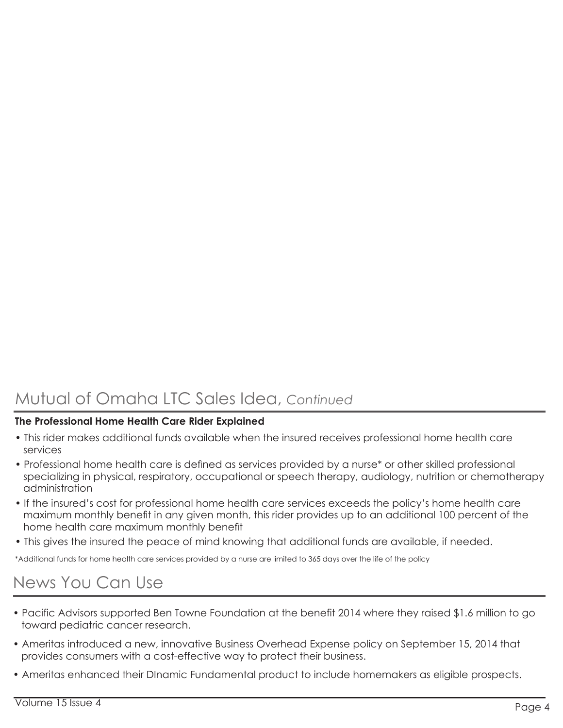## Mutual of Omaha LTC Sales Idea, *Continued*

**The Professional Home Health Care Rider Explained**

- This rider makes additional funds available when the insured receives professional home health care services
- Professional home health care is defined as services provided by a nurse* or other skilled professional specializing in physical, respiratory, occupational or speech therapy, audiology, nutrition or chemotherapy administration
- If the insured's cost for professional home health care services exceeds the policy's home health care maximum monthly benefit in any given month, this rider provides up to an additional 100 percent of the home health care maximum monthly benefit
- This gives the insured the peace of mind knowing that additional funds are available, if needed.

*Additional funds for home health care services provided by a nurse are limited to 365 days over the life of the policy

## News You Can Use

- Pacific Advisors supported Ben Towne Foundation at the benefit 2014 where they raised $1.6 million to go toward pediatric cancer research.
- Ameritas introduced a new, innovative Business Overhead Expense policy on September 15, 2014 that provides consumers with a cost-effective way to protect their business.
- Ameritas enhanced their DInamic Fundamental product to include homemakers as eligible prospects.